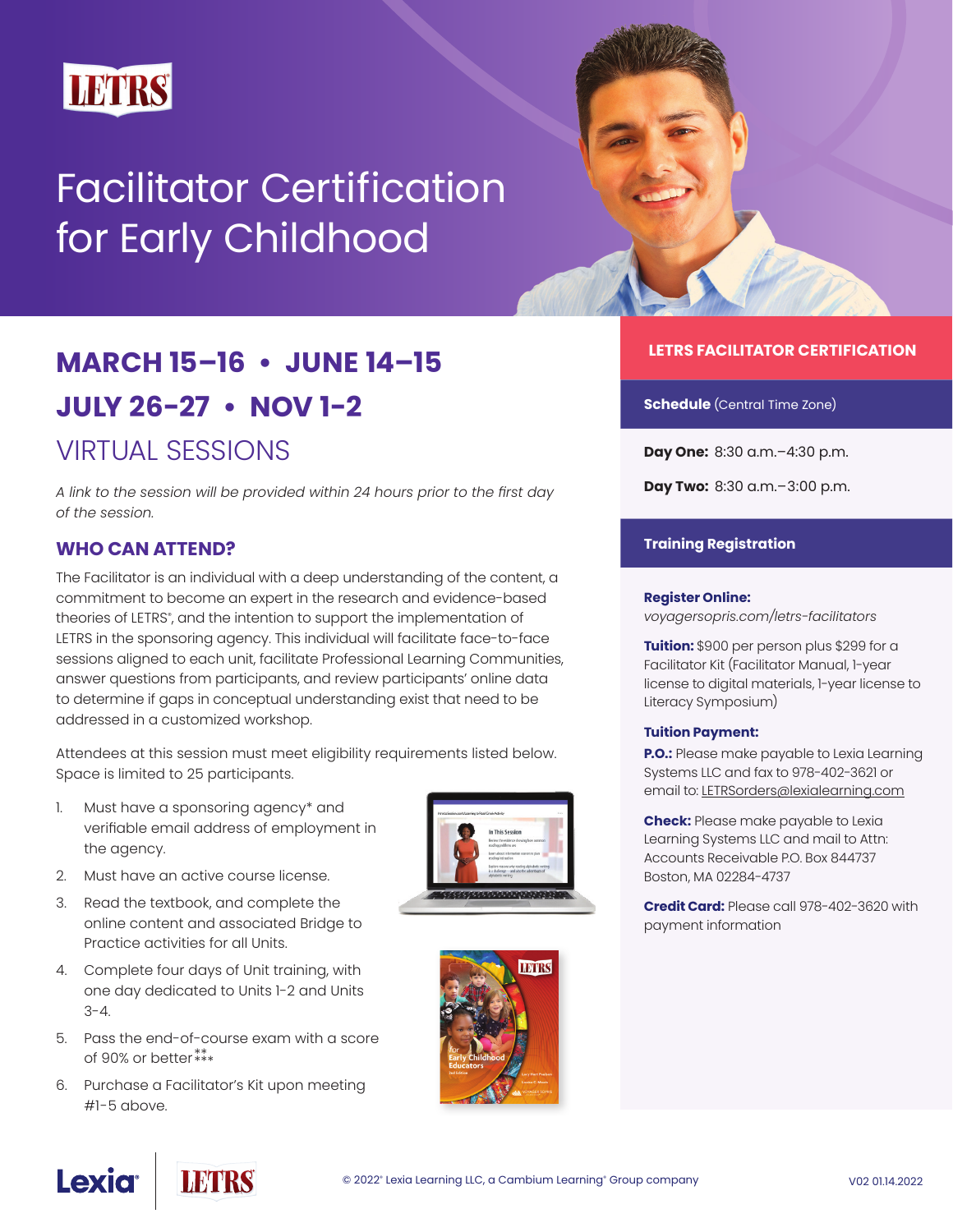LETRS

# Facilitator Certification for Early Childhood

## MARCH 15–16 • JUNE 14–15 JULY 26-27 • NOV 1-2

## VIRTUAL SESSIONS

*A link to the session will be provided within 24 hours prior to the first day of the session.*

### WHO CAN ATTEND?

The Facilitator is an individual with a deep understanding of the content, a commitment to become an expert in the research and evidence-based theories of LETRS®, and the intention to support the implementation of LETRS in the sponsoring agency. This individual will facilitate face-to-face sessions aligned to each unit, facilitate Professional Learning Communities, answer questions from participants, and review participants' online data to determine if gaps in conceptual understanding exist that need to be addressed in a customized workshop.

Attendees at this session must meet eligibility requirements listed below. Space is limited to 25 participants.

1. Must have a sponsoring agency* and verifiable email address of employment in the agency.
2. Must have an active course license.
3. Read the textbook, and complete the online content and associated Bridge to Practice activities for all Units.
4. Complete four days of Unit training, with one day dedicated to Units 1-2 and Units 3-4.
5. Pass the end-of-course exam with a score of 90% or better** ***
6. Purchase a Facilitator's Kit upon meeting #1-5 above.

## LETRS FACILITATOR CERTIFICATION

### Schedule (Central Time Zone)

**Day One:** 8:30 a.m.–4:30 p.m.

**Day Two:** 8:30 a.m.–3:00 p.m.

### Training Registration

**Register Online:**
*voyagersopris.com/letrs-facilitators*

**Tuition:** $900 per person plus $299 for a Facilitator Kit (Facilitator Manual, 1-year license to digital materials, 1-year license to Literacy Symposium)

**Tuition Payment:**

**P.O.:** Please make payable to Lexia Learning Systems LLC and fax to 978-402-3621 or email to: LETRSorders@lexialearning.com

**Check:** Please make payable to Lexia Learning Systems LLC and mail to Attn: Accounts Receivable P.O. Box 844737 Boston, MA 02284-4737

**Credit Card:** Please call 978-402-3620 with payment information

Lexia® | LETRS

© 2022® Lexia Learning LLC, a Cambium Learning® Group company

V02 01.14.2022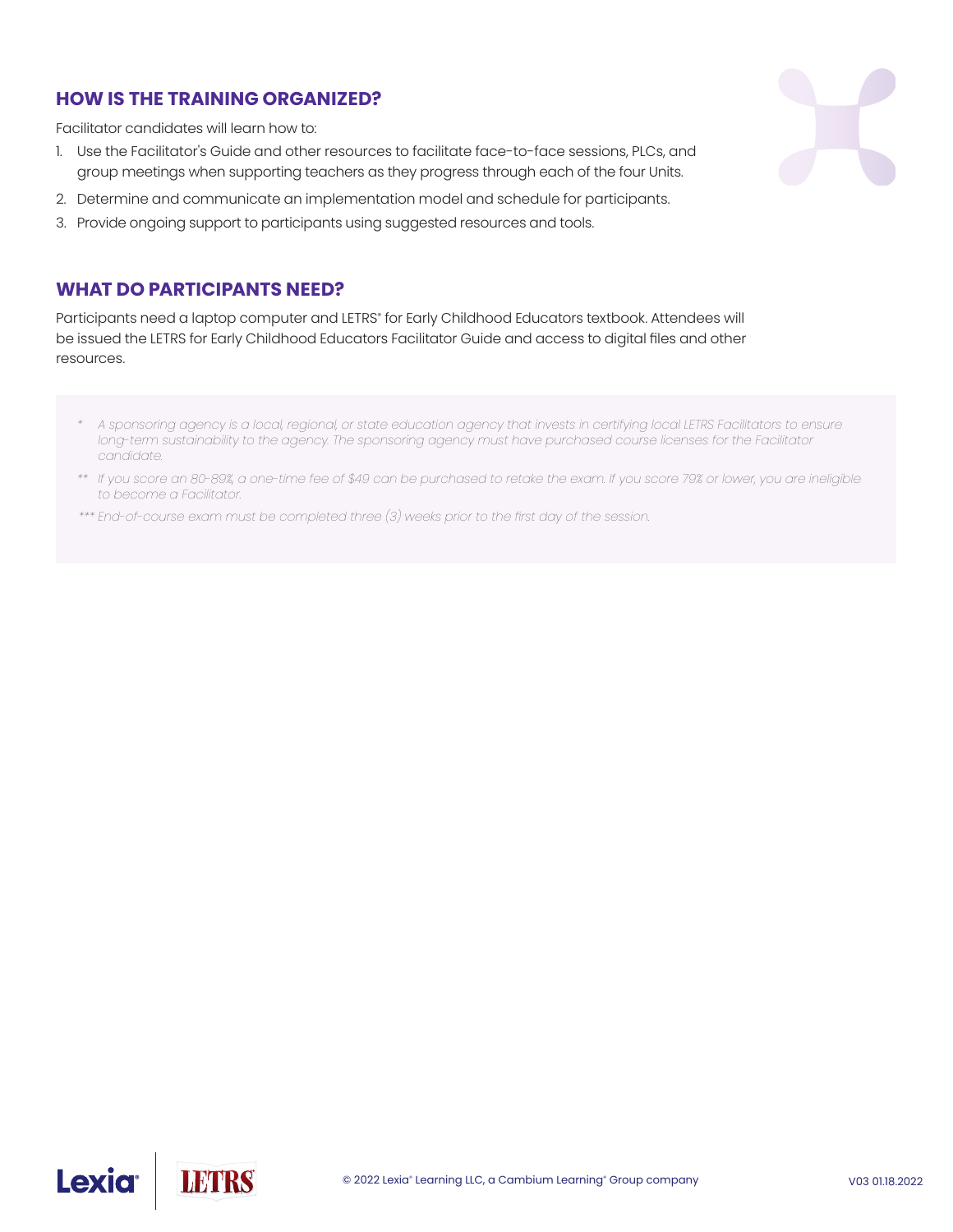## HOW IS THE TRAINING ORGANIZED?

Facilitator candidates will learn how to:

1. Use the Facilitator's Guide and other resources to facilitate face-to-face sessions, PLCs, and group meetings when supporting teachers as they progress through each of the four Units.
2. Determine and communicate an implementation model and schedule for participants.
3. Provide ongoing support to participants using suggested resources and tools.

## WHAT DO PARTICIPANTS NEED?

Participants need a laptop computer and LETRS® for Early Childhood Educators textbook. Attendees will be issued the LETRS for Early Childhood Educators Facilitator Guide and access to digital files and other resources.

\* *A sponsoring agency is a local, regional, or state education agency that invests in certifying local LETRS Facilitators to ensure long-term sustainability to the agency. The sponsoring agency must have purchased course licenses for the Facilitator candidate.*

\*\* *If you score an 80-89%, a one-time fee of $49 can be purchased to retake the exam. If you score 79% or lower, you are ineligible to become a Facilitator.*

\*\*\* *End-of-course exam must be completed three (3) weeks prior to the first day of the session.*

© 2022 Lexia® Learning LLC, a Cambium Learning® Group company

V03 01.18.2022